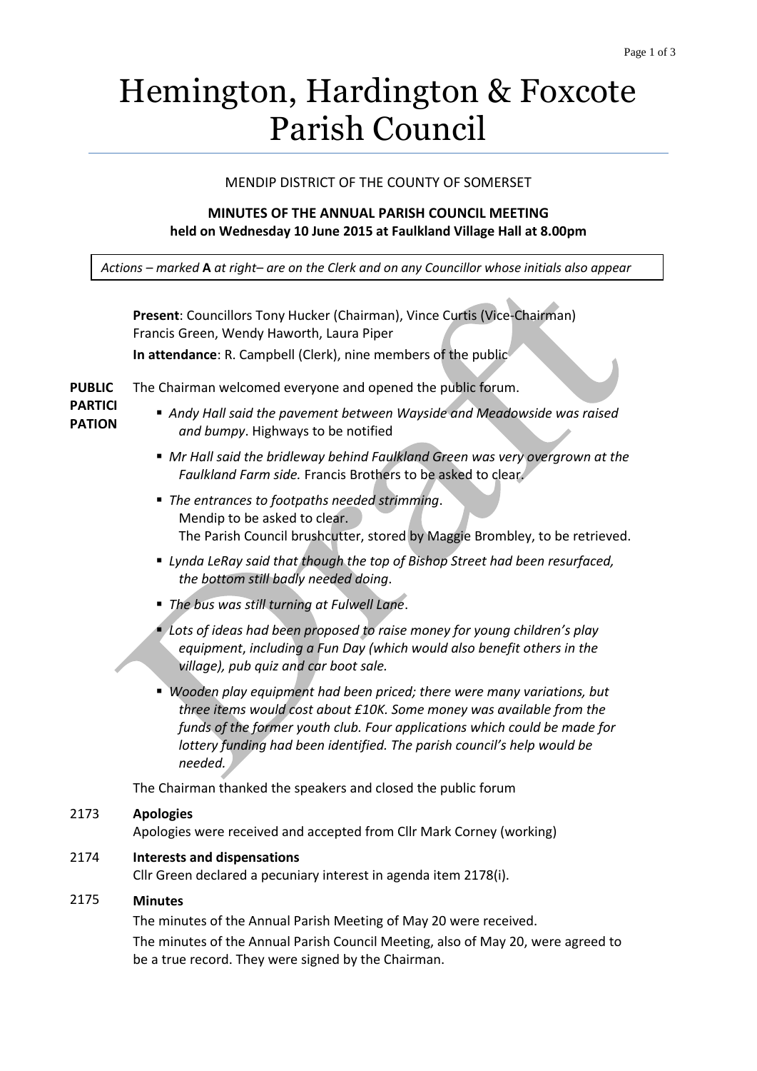# Hemington, Hardington & Foxcote Parish Council

MENDIP DISTRICT OF THE COUNTY OF SOMERSET

**MINUTES OF THE ANNUAL PARISH COUNCIL MEETING**
**held on Wednesday 10 June 2015 at Faulkland Village Hall at 8.00pm**

*Actions – marked* **A** *at right– are on the Clerk and on any Councillor whose initials also appear*

**Present**: Councillors Tony Hucker (Chairman), Vince Curtis (Vice-Chairman) Francis Green, Wendy Haworth, Laura Piper

**In attendance**: R. Campbell (Clerk), nine members of the public

**PUBLIC PARTICIPATION**

The Chairman welcomed everyone and opened the public forum.

- *Andy Hall said the pavement between Wayside and Meadowside was raised and bumpy*. Highways to be notified
- *Mr Hall said the bridleway behind Faulkland Green was very overgrown at the Faulkland Farm side.* Francis Brothers to be asked to clear.
- *The entrances to footpaths needed strimming*.
  Mendip to be asked to clear.
  The Parish Council brushcutter, stored by Maggie Brombley, to be retrieved.
- *Lynda LeRay said that though the top of Bishop Street had been resurfaced, the bottom still badly needed doing*.
- *The bus was still turning at Fulwell Lane*.
- *Lots of ideas had been proposed to raise money for young children's play equipment, including a Fun Day (which would also benefit others in the village), pub quiz and car boot sale.*
- *Wooden play equipment had been priced; there were many variations, but three items would cost about £10K. Some money was available from the funds of the former youth club. Four applications which could be made for lottery funding had been identified. The parish council's help would be needed.*

The Chairman thanked the speakers and closed the public forum

**2173 Apologies**

Apologies were received and accepted from Cllr Mark Corney (working)

**2174 Interests and dispensations**

Cllr Green declared a pecuniary interest in agenda item 2178(i).

**2175 Minutes**

The minutes of the Annual Parish Meeting of May 20 were received.

The minutes of the Annual Parish Council Meeting, also of May 20, were agreed to be a true record. They were signed by the Chairman.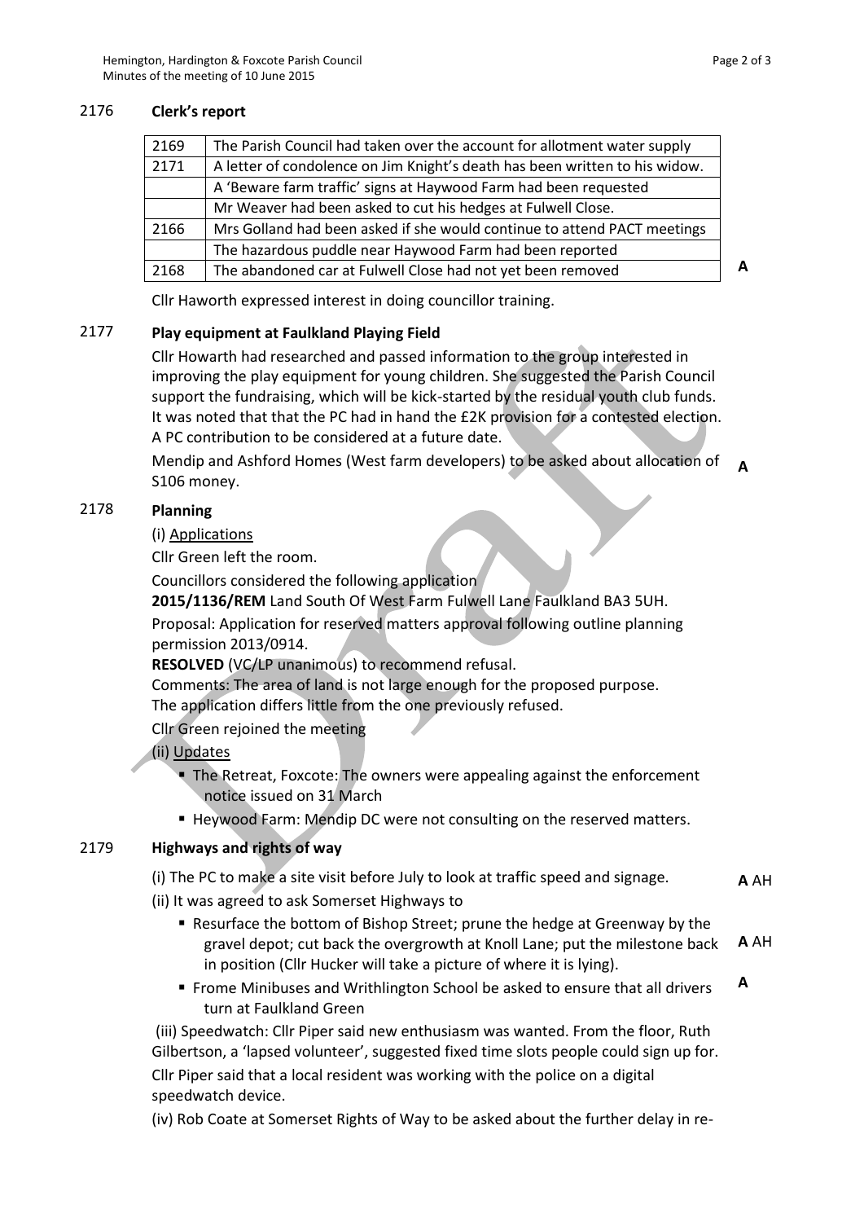## 2176 Clerk's report

| | | |
|---|---|---|
| 2169 | The Parish Council had taken over the account for allotment water supply | |
| 2171 | A letter of condolence on Jim Knight's death has been written to his widow. | |
| | A 'Beware farm traffic' signs at Haywood Farm had been requested | |
| | Mr Weaver had been asked to cut his hedges at Fulwell Close. | |
| 2166 | Mrs Golland had been asked if she would continue to attend PACT meetings | |
| | The hazardous puddle near Haywood Farm had been reported | |
| 2168 | The abandoned car at Fulwell Close had not yet been removed | **A** |

Cllr Haworth expressed interest in doing councillor training.

## 2177 Play equipment at Faulkland Playing Field

Cllr Howarth had researched and passed information to the group interested in improving the play equipment for young children. She suggested the Parish Council support the fundraising, which will be kick-started by the residual youth club funds. It was noted that that the PC had in hand the £2K provision for a contested election. A PC contribution to be considered at a future date.

Mendip and Ashford Homes (West farm developers) to be asked about allocation of S106 money. **A**

## 2178 Planning

(i) Applications

Cllr Green left the room.

Councillors considered the following application

**2015/1136/REM** Land South Of West Farm Fulwell Lane Faulkland BA3 5UH.

Proposal: Application for reserved matters approval following outline planning permission 2013/0914.

**RESOLVED** (VC/LP unanimous) to recommend refusal.

Comments: The area of land is not large enough for the proposed purpose.

The application differs little from the one previously refused.

Cllr Green rejoined the meeting

(ii) Updates

- The Retreat, Foxcote: The owners were appealing against the enforcement notice issued on 31 March
- Heywood Farm: Mendip DC were not consulting on the reserved matters.

## 2179 Highways and rights of way

(i) The PC to make a site visit before July to look at traffic speed and signage. **A** AH

(ii) It was agreed to ask Somerset Highways to

- Resurface the bottom of Bishop Street; prune the hedge at Greenway by the gravel depot; cut back the overgrowth at Knoll Lane; put the milestone back in position (Cllr Hucker will take a picture of where it is lying). **A** AH
- Frome Minibuses and Writhlington School be asked to ensure that all drivers turn at Faulkland Green **A**

(iii) Speedwatch: Cllr Piper said new enthusiasm was wanted. From the floor, Ruth Gilbertson, a 'lapsed volunteer', suggested fixed time slots people could sign up for.

Cllr Piper said that a local resident was working with the police on a digital speedwatch device.

(iv) Rob Coate at Somerset Rights of Way to be asked about the further delay in re-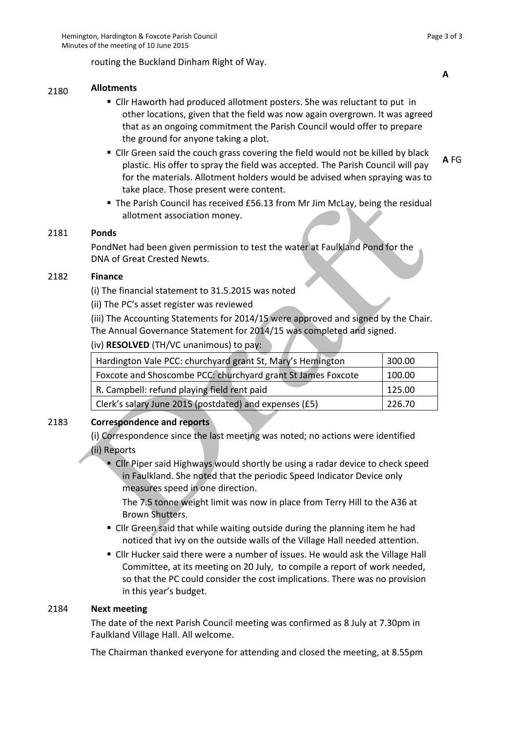routing the Buckland Dinham Right of Way.

**A**

2180 **Allotments**

- Cllr Haworth had produced allotment posters. She was reluctant to put in other locations, given that the field was now again overgrown. It was agreed that as an ongoing commitment the Parish Council would offer to prepare the ground for anyone taking a plot.
- Cllr Green said the couch grass covering the field would not be killed by black plastic. His offer to spray the field was accepted. The Parish Council will pay for the materials. Allotment holders would be advised when spraying was to take place. Those present were content. **A** FG
- The Parish Council has received £56.13 from Mr Jim McLay, being the residual allotment association money.

2181 **Ponds**

PondNet had been given permission to test the water at Faulkland Pond for the DNA of Great Crested Newts.

2182 **Finance**

(i) The financial statement to 31.5.2015 was noted

(ii) The PC's asset register was reviewed

(iii) The Accounting Statements for 2014/15 were approved and signed by the Chair. The Annual Governance Statement for 2014/15 was completed and signed.

(iv) **RESOLVED** (TH/VC unanimous) to pay:

| | |
|---|---|
| Hardington Vale PCC: churchyard grant St, Mary's Hemington | 300.00 |
| Foxcote and Shoscombe PCC: churchyard grant St James Foxcote | 100.00 |
| R. Campbell: refund playing field rent paid | 125.00 |
| Clerk's salary June 2015 (postdated) and expenses (£5) | 226.70 |

2183 **Correspondence and reports**

(i) Correspondence since the last meeting was noted; no actions were identified

(ii) Reports

- Cllr Piper said Highways would shortly be using a radar device to check speed in Faulkland. She noted that the periodic Speed Indicator Device only measures speed in one direction.

  The 7.5 tonne weight limit was now in place from Terry Hill to the A36 at Brown Shutters.
- Cllr Green said that while waiting outside during the planning item he had noticed that ivy on the outside walls of the Village Hall needed attention.
- Cllr Hucker said there were a number of issues. He would ask the Village Hall Committee, at its meeting on 20 July, to compile a report of work needed, so that the PC could consider the cost implications. There was no provision in this year's budget.

2184 **Next meeting**

The date of the next Parish Council meeting was confirmed as 8 July at 7.30pm in Faulkland Village Hall. All welcome.

The Chairman thanked everyone for attending and closed the meeting, at 8.55pm